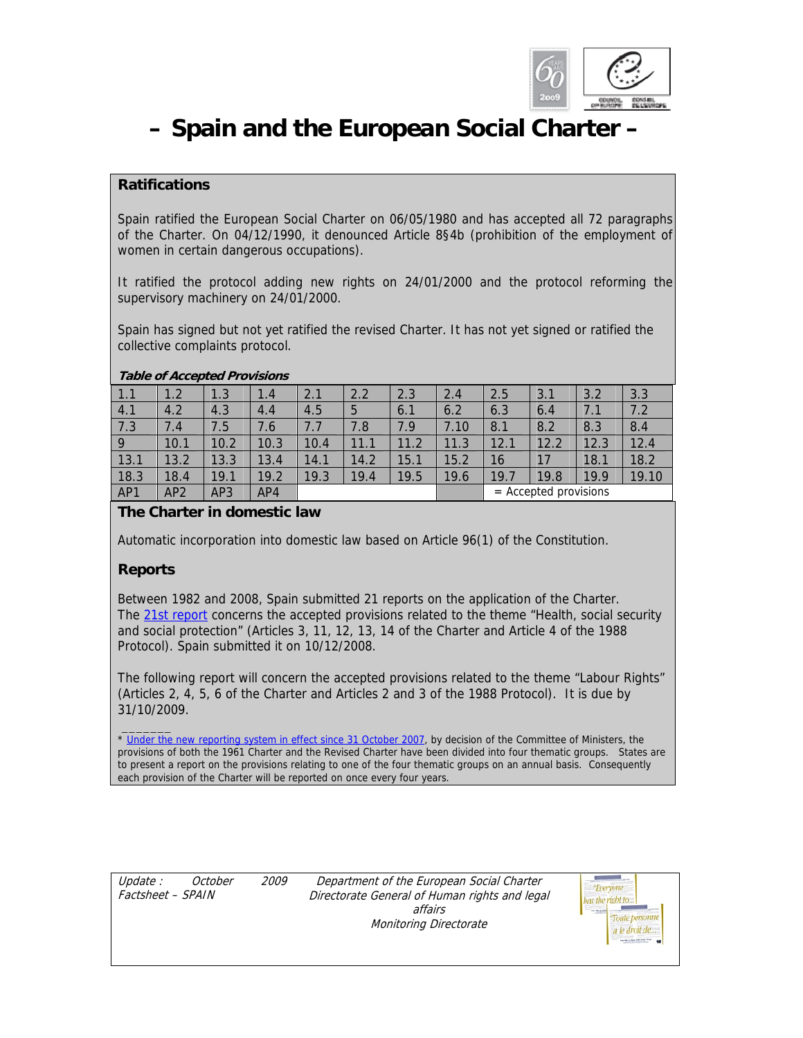# – Spain and the European Social Charter –

## Ratifications

Spain ratified the European Social Charter on 06/05/1980 and has accepted all 72 paragraphs of the Charter. On 04/12/1990, it denounced Article 8§4b (prohibition of the employment of women in certain dangerous occupations).

It ratified the protocol adding new rights on 24/01/2000 and the protocol reforming the supervisory machinery on 24/01/2000.

Spain has signed but not yet ratified the revised Charter. It has not yet signed or ratified the collective complaints protocol.

***Table of Accepted Provisions***

| 1.1 | 1.2 | 1.3 | 1.4 | 2.1 | 2.2 | 2.3 | 2.4 | 2.5 | 3.1 | 3.2 | 3.3 |
|---|---|---|---|---|---|---|---|---|---|---|---|
| 4.1 | 4.2 | 4.3 | 4.4 | 4.5 | 5 | 6.1 | 6.2 | 6.3 | 6.4 | 7.1 | 7.2 |
| 7.3 | 7.4 | 7.5 | 7.6 | 7.7 | 7.8 | 7.9 | 7.10 | 8.1 | 8.2 | 8.3 | 8.4 |
| 9 | 10.1 | 10.2 | 10.3 | 10.4 | 11.1 | 11.2 | 11.3 | 12.1 | 12.2 | 12.3 | 12.4 |
| 13.1 | 13.2 | 13.3 | 13.4 | 14.1 | 14.2 | 15.1 | 15.2 | 16 | 17 | 18.1 | 18.2 |
| 18.3 | 18.4 | 19.1 | 19.2 | 19.3 | 19.4 | 19.5 | 19.6 | 19.7 | 19.8 | 19.9 | 19.10 |
| AP1 | AP2 | AP3 | AP4 | | | | | = Accepted provisions | | | |

## The Charter in domestic law

Automatic incorporation into domestic law based on Article 96(1) of the Constitution.

## Reports

Between 1982 and 2008, Spain submitted 21 reports on the application of the Charter.
The 21st report concerns the accepted provisions related to the theme "Health, social security and social protection" (Articles 3, 11, 12, 13, 14 of the Charter and Article 4 of the 1988 Protocol). Spain submitted it on 10/12/2008.

The following report will concern the accepted provisions related to the theme "Labour Rights" (Articles 2, 4, 5, 6 of the Charter and Articles 2 and 3 of the 1988 Protocol). It is due by 31/10/2009.

_______

* Under the new reporting system in effect since 31 October 2007, by decision of the Committee of Ministers, the provisions of both the 1961 Charter and the Revised Charter have been divided into four thematic groups. States are to present a report on the provisions relating to one of the four thematic groups on an annual basis. Consequently each provision of the Charter will be reported on once every four years.

*Update : October 2009*
*Factsheet – SPAIN*

*Department of the European Social Charter*
*Directorate General of Human rights and legal affairs*
*Monitoring Directorate*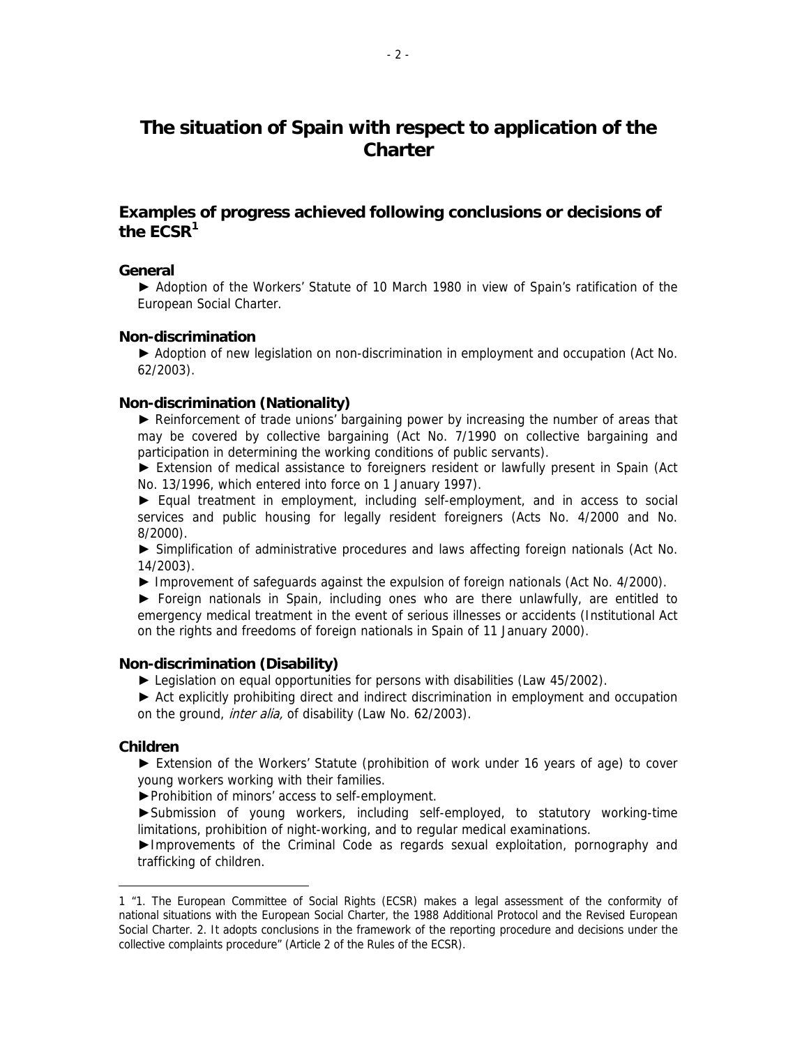# The situation of Spain with respect to application of the Charter

## Examples of progress achieved following conclusions or decisions of the ECSR[1]

### General

► Adoption of the Workers' Statute of 10 March 1980 in view of Spain's ratification of the European Social Charter.

### Non-discrimination

► Adoption of new legislation on non-discrimination in employment and occupation (Act No. 62/2003).

### Non-discrimination (Nationality)

► Reinforcement of trade unions' bargaining power by increasing the number of areas that may be covered by collective bargaining (Act No. 7/1990 on collective bargaining and participation in determining the working conditions of public servants).

► Extension of medical assistance to foreigners resident or lawfully present in Spain (Act No. 13/1996, which entered into force on 1 January 1997).

► Equal treatment in employment, including self-employment, and in access to social services and public housing for legally resident foreigners (Acts No. 4/2000 and No. 8/2000).

► Simplification of administrative procedures and laws affecting foreign nationals (Act No. 14/2003).

► Improvement of safeguards against the expulsion of foreign nationals (Act No. 4/2000).

► Foreign nationals in Spain, including ones who are there unlawfully, are entitled to emergency medical treatment in the event of serious illnesses or accidents (Institutional Act on the rights and freedoms of foreign nationals in Spain of 11 January 2000).

### Non-discrimination (Disability)

► Legislation on equal opportunities for persons with disabilities (Law 45/2002).

► Act explicitly prohibiting direct and indirect discrimination in employment and occupation on the ground, *inter alia,* of disability (Law No. 62/2003).

### Children

► Extension of the Workers' Statute (prohibition of work under 16 years of age) to cover young workers working with their families.

► Prohibition of minors' access to self-employment.

► Submission of young workers, including self-employed, to statutory working-time limitations, prohibition of night-working, and to regular medical examinations.

► Improvements of the Criminal Code as regards sexual exploitation, pornography and trafficking of children.

---

1 "1. The European Committee of Social Rights (ECSR) makes a legal assessment of the conformity of national situations with the European Social Charter, the 1988 Additional Protocol and the Revised European Social Charter. 2. It adopts conclusions in the framework of the reporting procedure and decisions under the collective complaints procedure" (Article 2 of the Rules of the ECSR).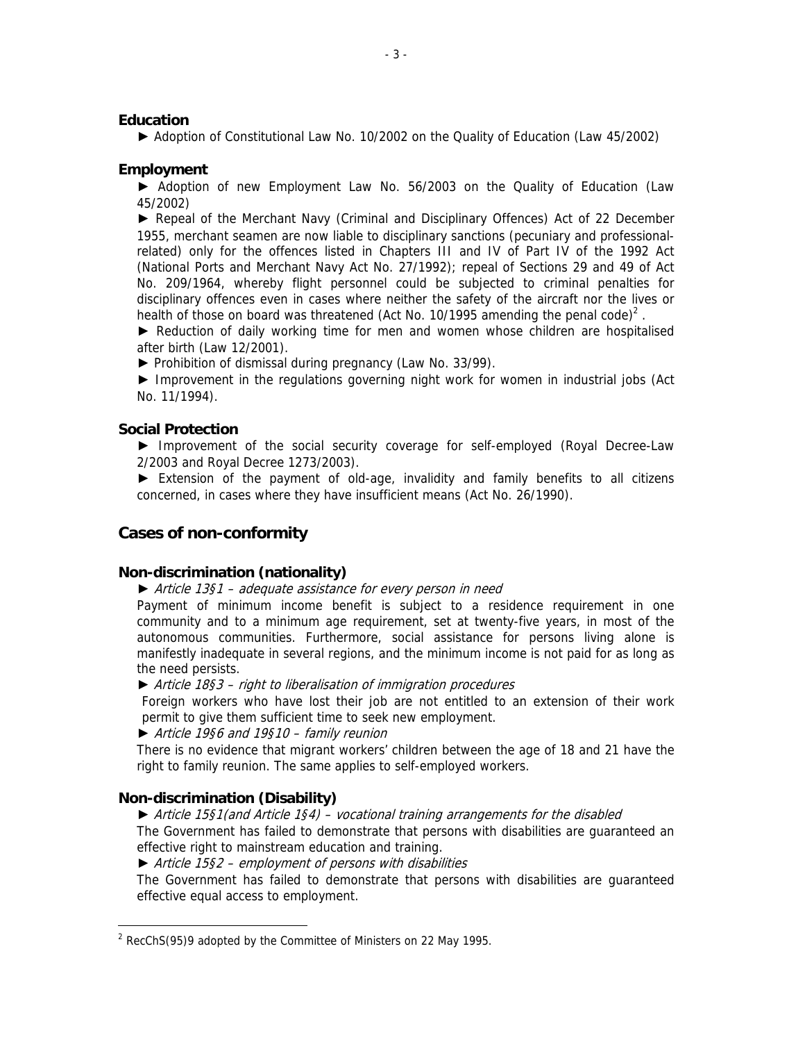### Education

► Adoption of Constitutional Law No. 10/2002 on the Quality of Education (Law 45/2002)

### Employment

► Adoption of new Employment Law No. 56/2003 on the Quality of Education (Law 45/2002)

► Repeal of the Merchant Navy (Criminal and Disciplinary Offences) Act of 22 December 1955, merchant seamen are now liable to disciplinary sanctions (pecuniary and professional-related) only for the offences listed in Chapters III and IV of Part IV of the 1992 Act (National Ports and Merchant Navy Act No. 27/1992); repeal of Sections 29 and 49 of Act No. 209/1964, whereby flight personnel could be subjected to criminal penalties for disciplinary offences even in cases where neither the safety of the aircraft nor the lives or health of those on board was threatened (Act No. 10/1995 amending the penal code)[2] .

► Reduction of daily working time for men and women whose children are hospitalised after birth (Law 12/2001).

► Prohibition of dismissal during pregnancy (Law No. 33/99).

► Improvement in the regulations governing night work for women in industrial jobs (Act No. 11/1994).

### Social Protection

► Improvement of the social security coverage for self-employed (Royal Decree-Law 2/2003 and Royal Decree 1273/2003).

► Extension of the payment of old-age, invalidity and family benefits to all citizens concerned, in cases where they have insufficient means (Act No. 26/1990).

## Cases of non-conformity

### Non-discrimination (nationality)

► *Article 13§1 – adequate assistance for every person in need*

Payment of minimum income benefit is subject to a residence requirement in one community and to a minimum age requirement, set at twenty-five years, in most of the autonomous communities. Furthermore, social assistance for persons living alone is manifestly inadequate in several regions, and the minimum income is not paid for as long as the need persists.

► *Article 18§3 – right to liberalisation of immigration procedures*

Foreign workers who have lost their job are not entitled to an extension of their work permit to give them sufficient time to seek new employment.

► *Article 19§6 and 19§10 – family reunion*

There is no evidence that migrant workers' children between the age of 18 and 21 have the right to family reunion. The same applies to self-employed workers.

### Non-discrimination (Disability)

► *Article 15§1(and Article 1§4) – vocational training arrangements for the disabled*

The Government has failed to demonstrate that persons with disabilities are guaranteed an effective right to mainstream education and training.

► *Article 15§2 – employment of persons with disabilities*

The Government has failed to demonstrate that persons with disabilities are guaranteed effective equal access to employment.

---

[2] RecChS(95)9 adopted by the Committee of Ministers on 22 May 1995.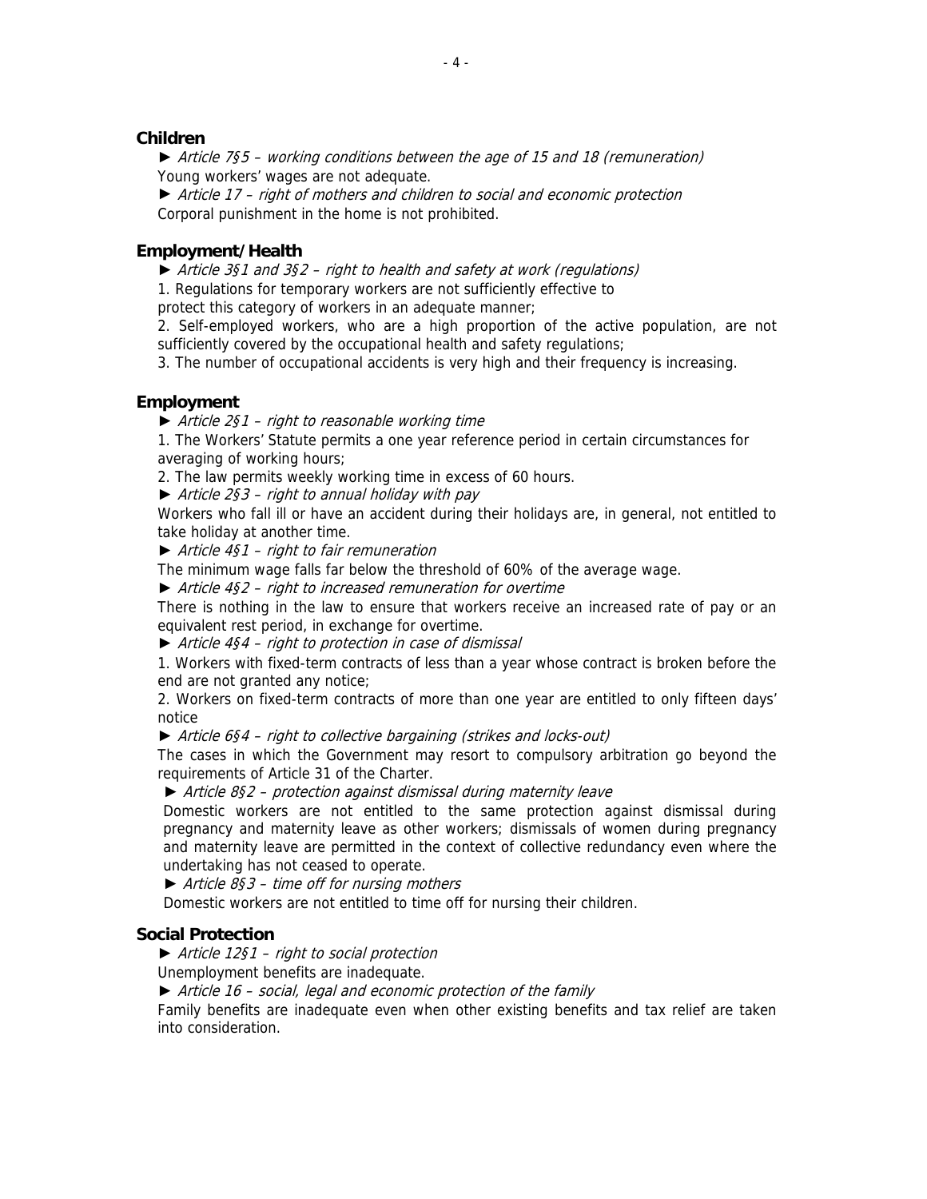## Children

► *Article 7§5 – working conditions between the age of 15 and 18 (remuneration)*
Young workers' wages are not adequate.

► *Article 17 – right of mothers and children to social and economic protection*
Corporal punishment in the home is not prohibited.

## Employment/Health

► *Article 3§1 and 3§2 – right to health and safety at work (regulations)*

1. Regulations for temporary workers are not sufficiently effective to protect this category of workers in an adequate manner;
2. Self-employed workers, who are a high proportion of the active population, are not sufficiently covered by the occupational health and safety regulations;
3. The number of occupational accidents is very high and their frequency is increasing.

## Employment

► *Article 2§1 – right to reasonable working time*

1. The Workers' Statute permits a one year reference period in certain circumstances for averaging of working hours;
2. The law permits weekly working time in excess of 60 hours.

► *Article 2§3 – right to annual holiday with pay*
Workers who fall ill or have an accident during their holidays are, in general, not entitled to take holiday at another time.

► *Article 4§1 – right to fair remuneration*
The minimum wage falls far below the threshold of 60% of the average wage.

► *Article 4§2 – right to increased remuneration for overtime*
There is nothing in the law to ensure that workers receive an increased rate of pay or an equivalent rest period, in exchange for overtime.

► *Article 4§4 – right to protection in case of dismissal*

1. Workers with fixed-term contracts of less than a year whose contract is broken before the end are not granted any notice;
2. Workers on fixed-term contracts of more than one year are entitled to only fifteen days' notice

► *Article 6§4 – right to collective bargaining (strikes and locks-out)*
The cases in which the Government may resort to compulsory arbitration go beyond the requirements of Article 31 of the Charter.

► *Article 8§2 – protection against dismissal during maternity leave*
Domestic workers are not entitled to the same protection against dismissal during pregnancy and maternity leave as other workers; dismissals of women during pregnancy and maternity leave are permitted in the context of collective redundancy even where the undertaking has not ceased to operate.

► *Article 8§3 – time off for nursing mothers*
Domestic workers are not entitled to time off for nursing their children.

## Social Protection

► *Article 12§1 – right to social protection*
Unemployment benefits are inadequate.

► *Article 16 – social, legal and economic protection of the family*
Family benefits are inadequate even when other existing benefits and tax relief are taken into consideration.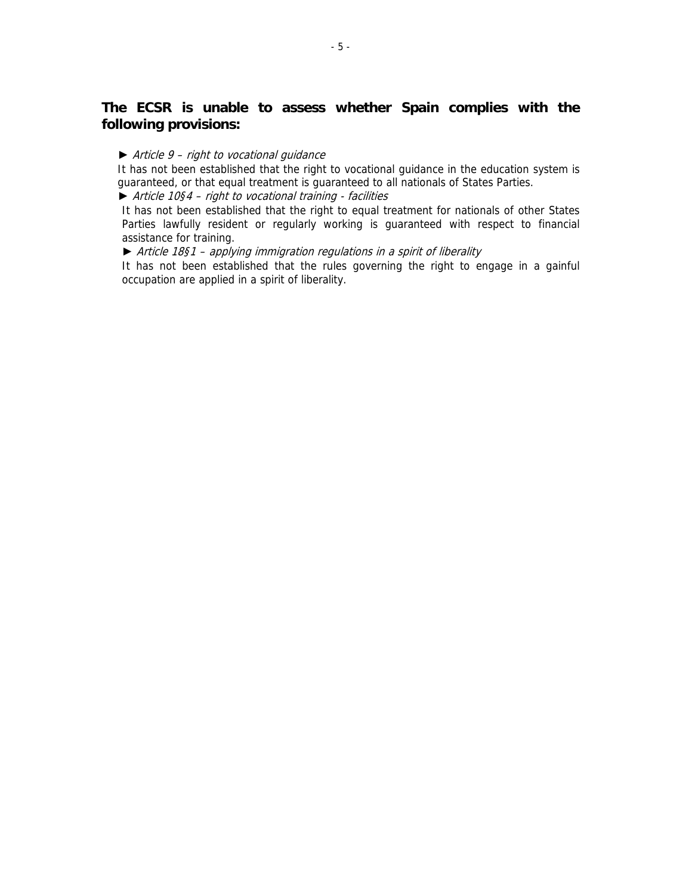### **The ECSR is unable to assess whether Spain complies with the following provisions:**

► *Article 9 – right to vocational guidance*

It has not been established that the right to vocational guidance in the education system is guaranteed, or that equal treatment is guaranteed to all nationals of States Parties.

► *Article 10§4 – right to vocational training - facilities*

It has not been established that the right to equal treatment for nationals of other States Parties lawfully resident or regularly working is guaranteed with respect to financial assistance for training.

► *Article 18§1 – applying immigration regulations in a spirit of liberality*

It has not been established that the rules governing the right to engage in a gainful occupation are applied in a spirit of liberality.